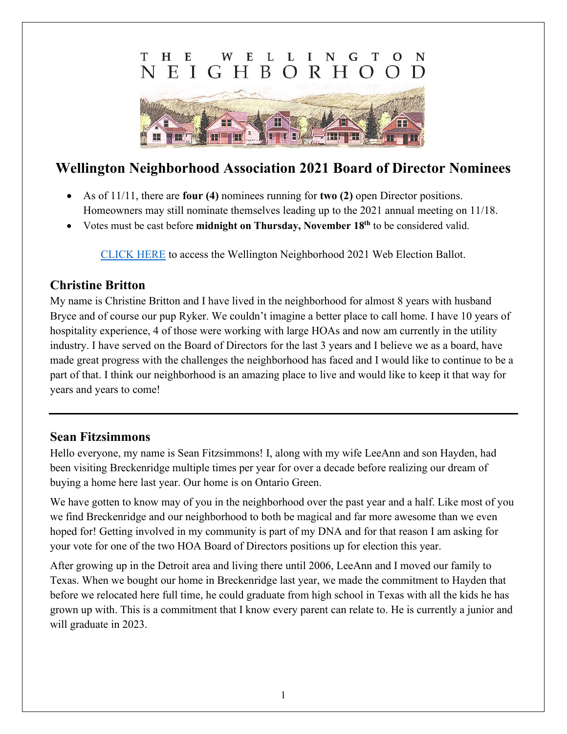THE WELLINGTON NEIGHBORHOOD

# Wellington Neighborhood Association 2021 Board of Director Nominees

- As of 11/11, there are **four (4)** nominees running for **two (2)** open Director positions. Homeowners may still nominate themselves leading up to the 2021 annual meeting on 11/18.
- Votes must be cast before **midnight on Thursday, November 18th** to be considered valid.

CLICK HERE to access the Wellington Neighborhood 2021 Web Election Ballot.

## Christine Britton

My name is Christine Britton and I have lived in the neighborhood for almost 8 years with husband Bryce and of course our pup Ryker. We couldn't imagine a better place to call home. I have 10 years of hospitality experience, 4 of those were working with large HOAs and now am currently in the utility industry. I have served on the Board of Directors for the last 3 years and I believe we as a board, have made great progress with the challenges the neighborhood has faced and I would like to continue to be a part of that. I think our neighborhood is an amazing place to live and would like to keep it that way for years and years to come!

---

## Sean Fitzsimmons

Hello everyone, my name is Sean Fitzsimmons! I, along with my wife LeeAnn and son Hayden, had been visiting Breckenridge multiple times per year for over a decade before realizing our dream of buying a home here last year. Our home is on Ontario Green.

We have gotten to know may of you in the neighborhood over the past year and a half. Like most of you we find Breckenridge and our neighborhood to both be magical and far more awesome than we even hoped for! Getting involved in my community is part of my DNA and for that reason I am asking for your vote for one of the two HOA Board of Directors positions up for election this year.

After growing up in the Detroit area and living there until 2006, LeeAnn and I moved our family to Texas. When we bought our home in Breckenridge last year, we made the commitment to Hayden that before we relocated here full time, he could graduate from high school in Texas with all the kids he has grown up with. This is a commitment that I know every parent can relate to. He is currently a junior and will graduate in 2023.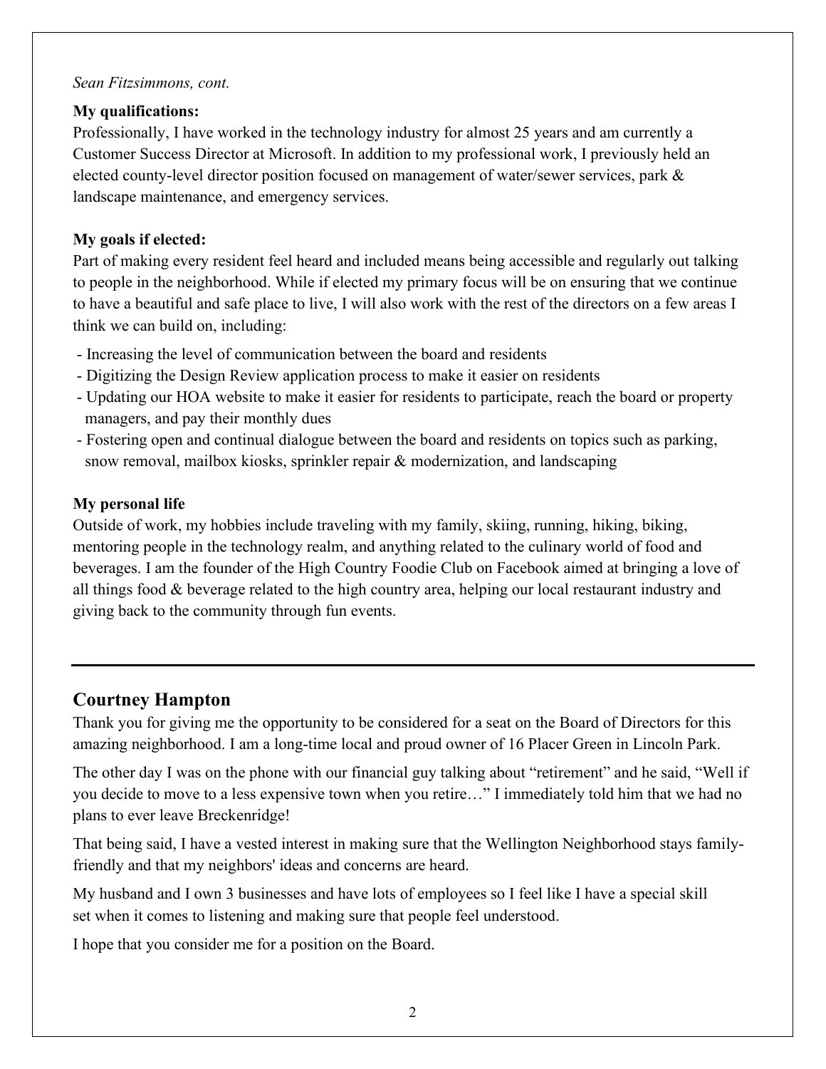*Sean Fitzsimmons, cont.*

**My qualifications:**

Professionally, I have worked in the technology industry for almost 25 years and am currently a Customer Success Director at Microsoft. In addition to my professional work, I previously held an elected county-level director position focused on management of water/sewer services, park & landscape maintenance, and emergency services.

**My goals if elected:**

Part of making every resident feel heard and included means being accessible and regularly out talking to people in the neighborhood. While if elected my primary focus will be on ensuring that we continue to have a beautiful and safe place to live, I will also work with the rest of the directors on a few areas I think we can build on, including:

- Increasing the level of communication between the board and residents
- Digitizing the Design Review application process to make it easier on residents
- Updating our HOA website to make it easier for residents to participate, reach the board or property managers, and pay their monthly dues
- Fostering open and continual dialogue between the board and residents on topics such as parking, snow removal, mailbox kiosks, sprinkler repair & modernization, and landscaping

**My personal life**

Outside of work, my hobbies include traveling with my family, skiing, running, hiking, biking, mentoring people in the technology realm, and anything related to the culinary world of food and beverages. I am the founder of the High Country Foodie Club on Facebook aimed at bringing a love of all things food & beverage related to the high country area, helping our local restaurant industry and giving back to the community through fun events.

---

## Courtney Hampton

Thank you for giving me the opportunity to be considered for a seat on the Board of Directors for this amazing neighborhood. I am a long-time local and proud owner of 16 Placer Green in Lincoln Park.

The other day I was on the phone with our financial guy talking about "retirement" and he said, "Well if you decide to move to a less expensive town when you retire…" I immediately told him that we had no plans to ever leave Breckenridge!

That being said, I have a vested interest in making sure that the Wellington Neighborhood stays family-friendly and that my neighbors' ideas and concerns are heard.

My husband and I own 3 businesses and have lots of employees so I feel like I have a special skill set when it comes to listening and making sure that people feel understood.

I hope that you consider me for a position on the Board.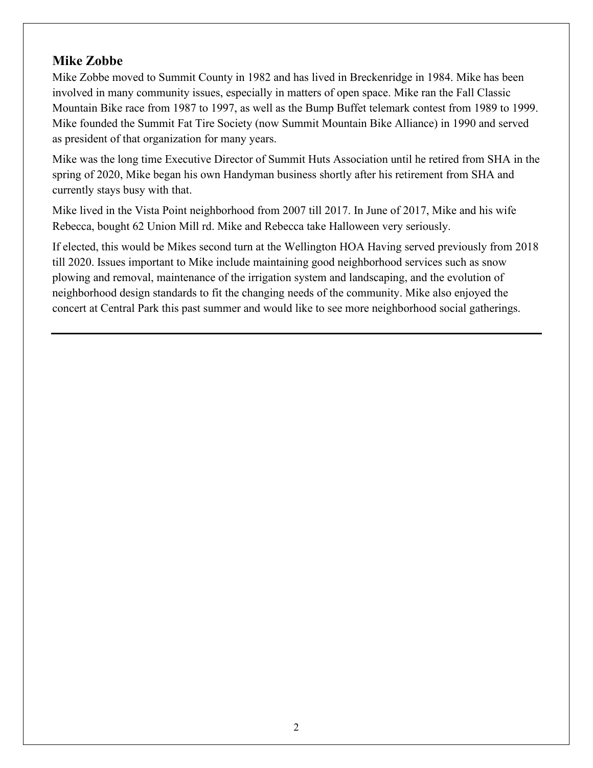## Mike Zobbe

Mike Zobbe moved to Summit County in 1982 and has lived in Breckenridge in 1984. Mike has been involved in many community issues, especially in matters of open space. Mike ran the Fall Classic Mountain Bike race from 1987 to 1997, as well as the Bump Buffet telemark contest from 1989 to 1999. Mike founded the Summit Fat Tire Society (now Summit Mountain Bike Alliance) in 1990 and served as president of that organization for many years.

Mike was the long time Executive Director of Summit Huts Association until he retired from SHA in the spring of 2020, Mike began his own Handyman business shortly after his retirement from SHA and currently stays busy with that.

Mike lived in the Vista Point neighborhood from 2007 till 2017. In June of 2017, Mike and his wife Rebecca, bought 62 Union Mill rd. Mike and Rebecca take Halloween very seriously.

If elected, this would be Mikes second turn at the Wellington HOA Having served previously from 2018 till 2020. Issues important to Mike include maintaining good neighborhood services such as snow plowing and removal, maintenance of the irrigation system and landscaping, and the evolution of neighborhood design standards to fit the changing needs of the community. Mike also enjoyed the concert at Central Park this past summer and would like to see more neighborhood social gatherings.